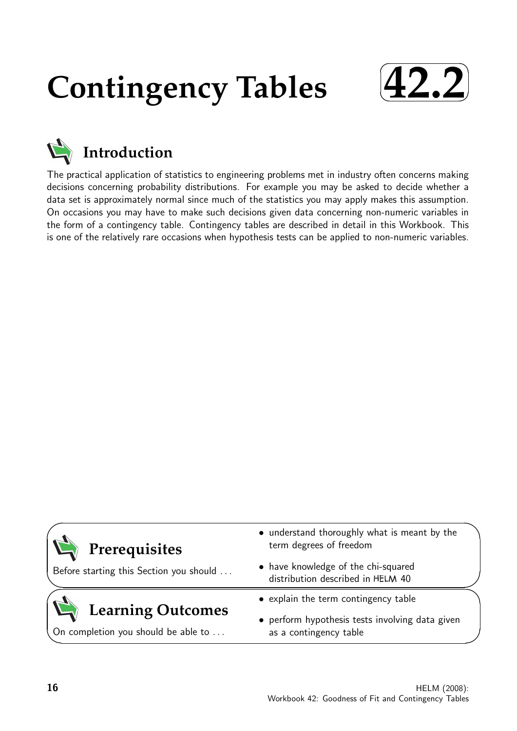# Contingency Tables

**42.2**

## Introduction

The practical application of statistics to engineering problems met in industry often concerns making decisions concerning probability distributions. For example you may be asked to decide whether a data set is approximately normal since much of the statistics you may apply makes this assumption. On occasions you may have to make such decisions given data concerning non-numeric variables in the form of a contingency table. Contingency tables are described in detail in this Workbook. This is one of the relatively rare occasions when hypothesis tests can be applied to non-numeric variables.

## Prerequisites

Before starting this Section you should ...

- understand thoroughly what is meant by the term degrees of freedom
- have knowledge of the chi-squared distribution described in HELM 40

## Learning Outcomes

On completion you should be able to ...

- explain the term contingency table
- perform hypothesis tests involving data given as a contingency table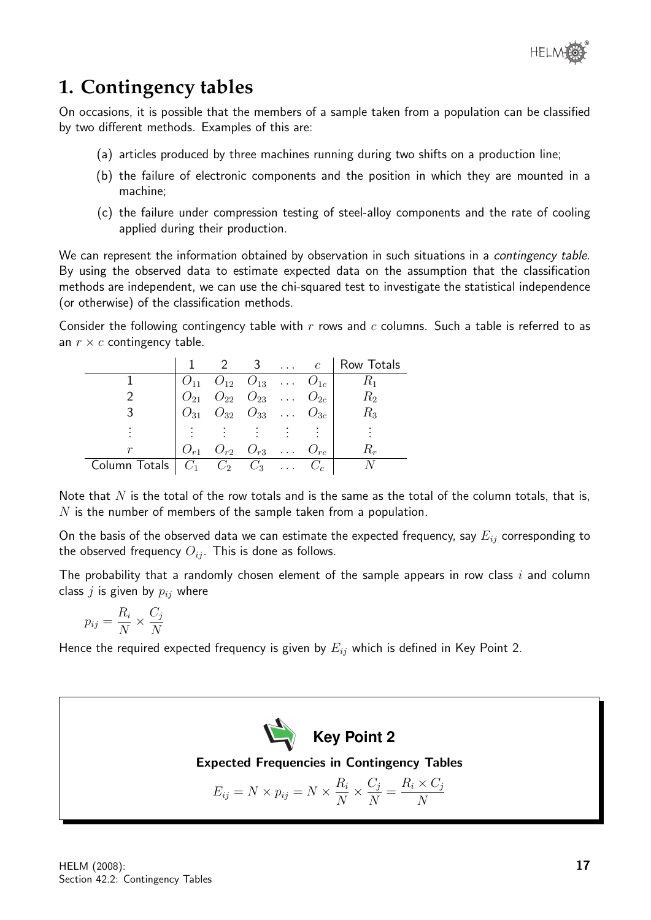# 1. Contingency tables

On occasions, it is possible that the members of a sample taken from a population can be classified by two different methods. Examples of this are:

(a) articles produced by three machines running during two shifts on a production line;

(b) the failure of electronic components and the position in which they are mounted in a machine;

(c) the failure under compression testing of steel-alloy components and the rate of cooling applied during their production.

We can represent the information obtained by observation in such situations in a *contingency table*. By using the observed data to estimate expected data on the assumption that the classification methods are independent, we can use the chi-squared test to investigate the statistical independence (or otherwise) of the classification methods.

Consider the following contingency table with $r$ rows and $c$ columns. Such a table is referred to as an $r \times c$ contingency table.

| | 1 | 2 | 3 | $\ldots$ | $c$ | Row Totals |
|---|---|---|---|---|---|---|
| 1 | $O_{11}$ | $O_{12}$ | $O_{13}$ | $\ldots$ | $O_{1c}$ | $R_1$ |
| 2 | $O_{21}$ | $O_{22}$ | $O_{23}$ | $\ldots$ | $O_{2c}$ | $R_2$ |
| 3 | $O_{31}$ | $O_{32}$ | $O_{33}$ | $\ldots$ | $O_{3c}$ | $R_3$ |
| $\vdots$ | $\vdots$ | $\vdots$ | $\vdots$ | $\vdots$ | $\vdots$ | $\vdots$ |
| $r$ | $O_{r1}$ | $O_{r2}$ | $O_{r3}$ | $\ldots$ | $O_{rc}$ | $R_r$ |
| Column Totals | $C_1$ | $C_2$ | $C_3$ | $\ldots$ | $C_c$ | $N$ |

Note that $N$ is the total of the row totals and is the same as the total of the column totals, that is, $N$ is the number of members of the sample taken from a population.

On the basis of the observed data we can estimate the expected frequency, say $E_{ij}$ corresponding to the observed frequency $O_{ij}$. This is done as follows.

The probability that a randomly chosen element of the sample appears in row class $i$ and column class $j$ is given by $p_{ij}$ where

$$p_{ij} = \frac{R_i}{N} \times \frac{C_j}{N}$$

Hence the required expected frequency is given by $E_{ij}$ which is defined in Key Point 2.

**Key Point 2**

**Expected Frequencies in Contingency Tables**

$$E_{ij} = N \times p_{ij} = N \times \frac{R_i}{N} \times \frac{C_j}{N} = \frac{R_i \times C_j}{N}$$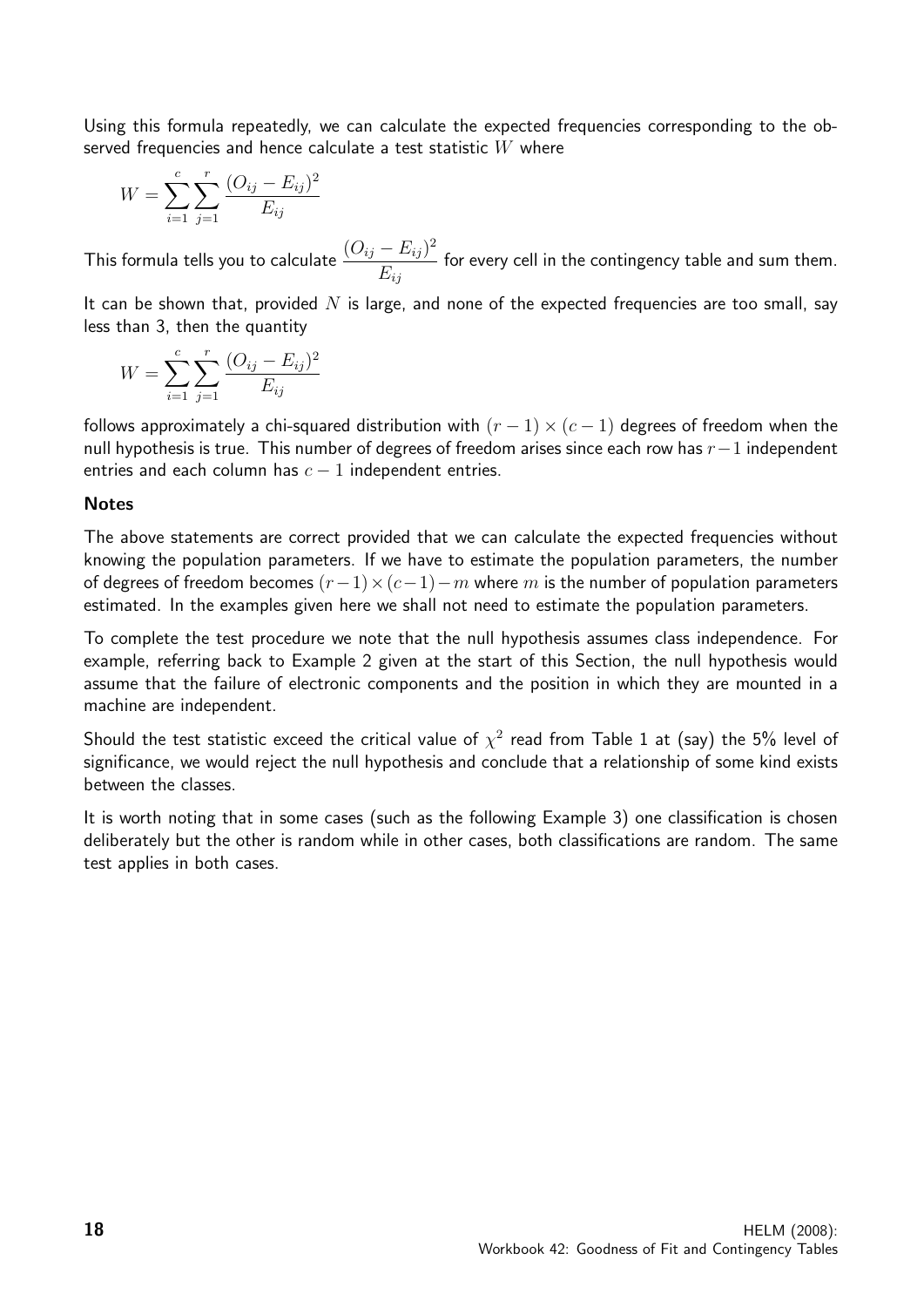Using this formula repeatedly, we can calculate the expected frequencies corresponding to the observed frequencies and hence calculate a test statistic $W$ where

$$W = \sum_{i=1}^{c} \sum_{j=1}^{r} \frac{(O_{ij} - E_{ij})^2}{E_{ij}}$$

This formula tells you to calculate $\dfrac{(O_{ij} - E_{ij})^2}{E_{ij}}$ for every cell in the contingency table and sum them.

It can be shown that, provided $N$ is large, and none of the expected frequencies are too small, say less than 3, then the quantity

$$W = \sum_{i=1}^{c} \sum_{j=1}^{r} \frac{(O_{ij} - E_{ij})^2}{E_{ij}}$$

follows approximately a chi-squared distribution with $(r-1) \times (c-1)$ degrees of freedom when the null hypothesis is true. This number of degrees of freedom arises since each row has $r-1$ independent entries and each column has $c-1$ independent entries.

**Notes**

The above statements are correct provided that we can calculate the expected frequencies without knowing the population parameters. If we have to estimate the population parameters, the number of degrees of freedom becomes $(r-1) \times (c-1) - m$ where $m$ is the number of population parameters estimated. In the examples given here we shall not need to estimate the population parameters.

To complete the test procedure we note that the null hypothesis assumes class independence. For example, referring back to Example 2 given at the start of this Section, the null hypothesis would assume that the failure of electronic components and the position in which they are mounted in a machine are independent.

Should the test statistic exceed the critical value of $\chi^2$ read from Table 1 at (say) the 5% level of significance, we would reject the null hypothesis and conclude that a relationship of some kind exists between the classes.

It is worth noting that in some cases (such as the following Example 3) one classification is chosen deliberately but the other is random while in other cases, both classifications are random. The same test applies in both cases.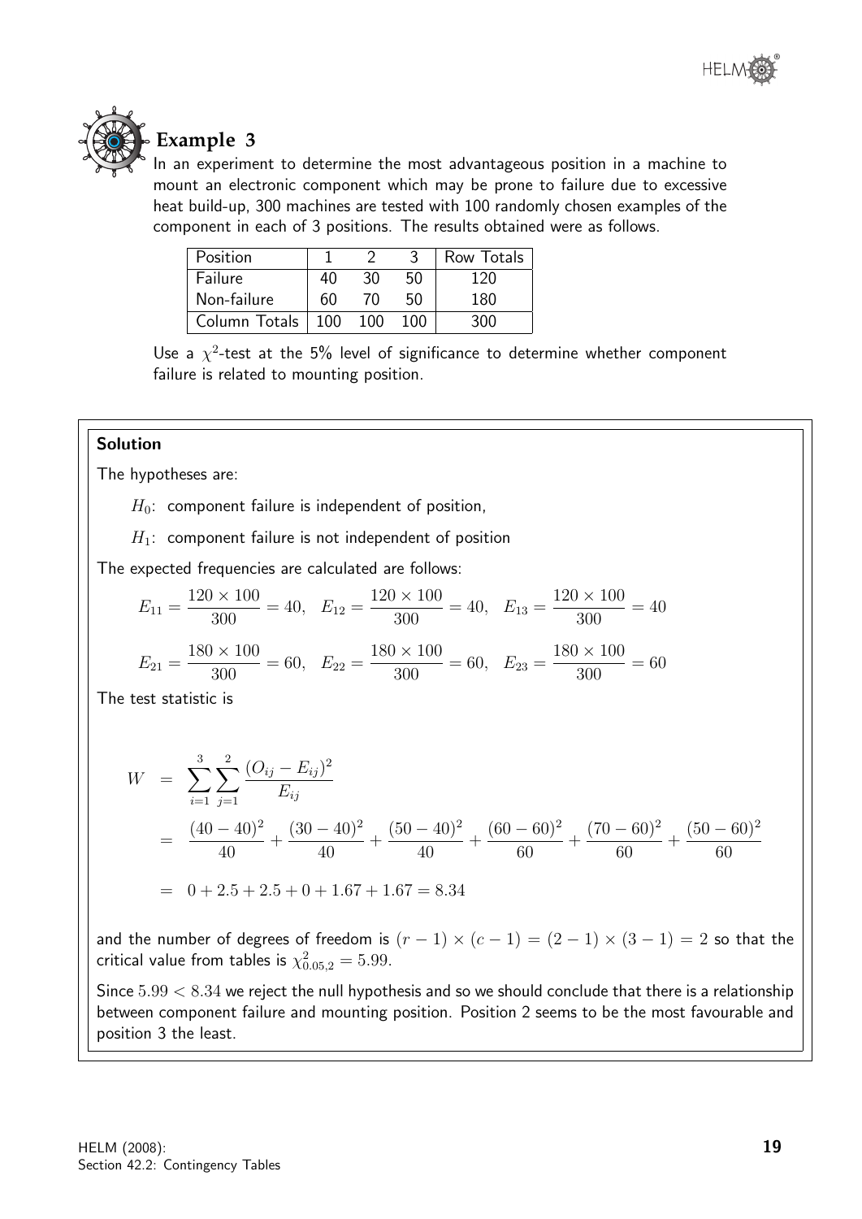## Example 3

In an experiment to determine the most advantageous position in a machine to mount an electronic component which may be prone to failure due to excessive heat build-up, 300 machines are tested with 100 randomly chosen examples of the component in each of 3 positions. The results obtained were as follows.

| Position | 1 | 2 | 3 | Row Totals |
|---|---|---|---|---|
| Failure | 40 | 30 | 50 | 120 |
| Non-failure | 60 | 70 | 50 | 180 |
| Column Totals | 100 | 100 | 100 | 300 |

Use a $\chi^2$-test at the 5% level of significance to determine whether component failure is related to mounting position.

**Solution**

The hypotheses are:

$H_0$: component failure is independent of position,

$H_1$: component failure is not independent of position

The expected frequencies are calculated are follows:

$$E_{11} = \frac{120 \times 100}{300} = 40, \quad E_{12} = \frac{120 \times 100}{300} = 40, \quad E_{13} = \frac{120 \times 100}{300} = 40$$

$$E_{21} = \frac{180 \times 100}{300} = 60, \quad E_{22} = \frac{180 \times 100}{300} = 60, \quad E_{23} = \frac{180 \times 100}{300} = 60$$

The test statistic is

$$\begin{aligned} W &= \sum_{i=1}^{3} \sum_{j=1}^{2} \frac{(O_{ij} - E_{ij})^2}{E_{ij}} \\ &= \frac{(40-40)^2}{40} + \frac{(30-40)^2}{40} + \frac{(50-40)^2}{40} + \frac{(60-60)^2}{60} + \frac{(70-60)^2}{60} + \frac{(50-60)^2}{60} \\ &= 0 + 2.5 + 2.5 + 0 + 1.67 + 1.67 = 8.34 \end{aligned}$$

and the number of degrees of freedom is $(r-1) \times (c-1) = (2-1) \times (3-1) = 2$ so that the critical value from tables is $\chi^2_{0.05,2} = 5.99$.

Since $5.99 < 8.34$ we reject the null hypothesis and so we should conclude that there is a relationship between component failure and mounting position. Position 2 seems to be the most favourable and position 3 the least.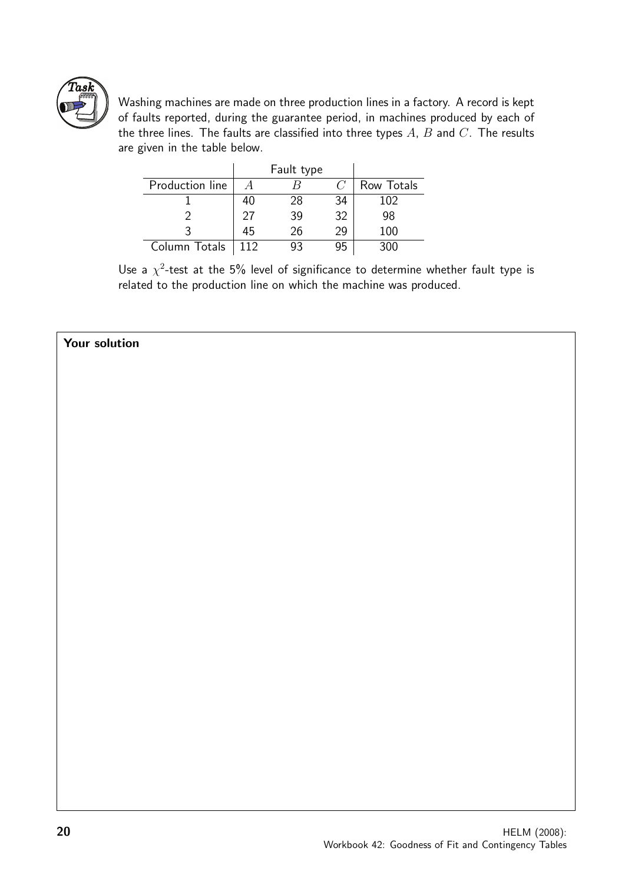**Task**

Washing machines are made on three production lines in a factory. A record is kept of faults reported, during the guarantee period, in machines produced by each of the three lines. The faults are classified into three types $A$, $B$ and $C$. The results are given in the table below.

| | Fault type | | | |
|---|---|---|---|---|
| Production line | $A$ | $B$ | $C$ | Row Totals |
| 1 | 40 | 28 | 34 | 102 |
| 2 | 27 | 39 | 32 | 98 |
| 3 | 45 | 26 | 29 | 100 |
| Column Totals | 112 | 93 | 95 | 300 |

Use a $\chi^2$-test at the 5% level of significance to determine whether fault type is related to the production line on which the machine was produced.

**Your solution**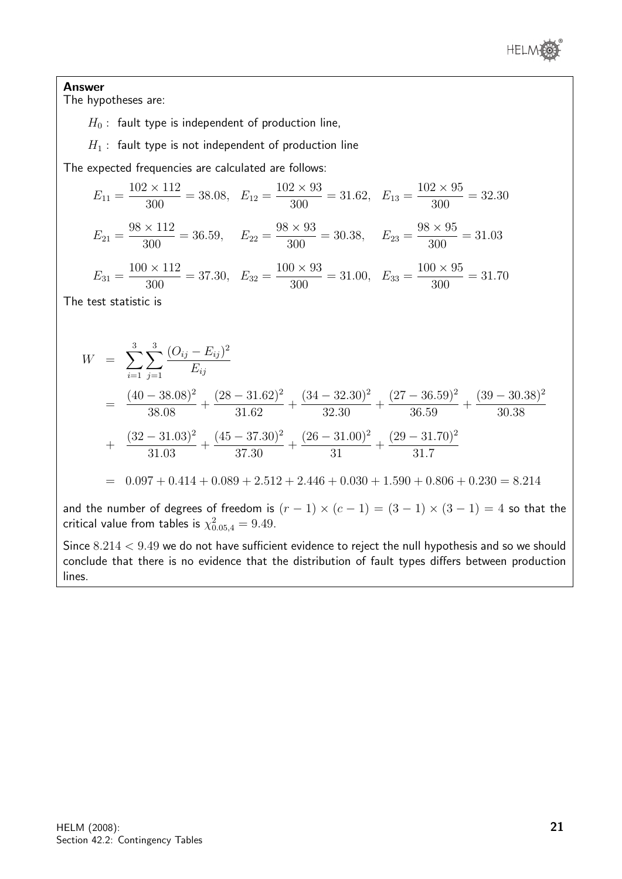**Answer**

The hypotheses are:

$H_0$ : fault type is independent of production line,

$H_1$ : fault type is not independent of production line

The expected frequencies are calculated are follows:

$$E_{11} = \frac{102 \times 112}{300} = 38.08, \quad E_{12} = \frac{102 \times 93}{300} = 31.62, \quad E_{13} = \frac{102 \times 95}{300} = 32.30$$

$$E_{21} = \frac{98 \times 112}{300} = 36.59, \quad E_{22} = \frac{98 \times 93}{300} = 30.38, \quad E_{23} = \frac{98 \times 95}{300} = 31.03$$

$$E_{31} = \frac{100 \times 112}{300} = 37.30, \quad E_{32} = \frac{100 \times 93}{300} = 31.00, \quad E_{33} = \frac{100 \times 95}{300} = 31.70$$

The test statistic is

$$\begin{aligned}
W &= \sum_{i=1}^{3} \sum_{j=1}^{3} \frac{(O_{ij} - E_{ij})^2}{E_{ij}} \\
&= \frac{(40 - 38.08)^2}{38.08} + \frac{(28 - 31.62)^2}{31.62} + \frac{(34 - 32.30)^2}{32.30} + \frac{(27 - 36.59)^2}{36.59} + \frac{(39 - 30.38)^2}{30.38} \\
&+ \frac{(32 - 31.03)^2}{31.03} + \frac{(45 - 37.30)^2}{37.30} + \frac{(26 - 31.00)^2}{31} + \frac{(29 - 31.70)^2}{31.7} \\
&= 0.097 + 0.414 + 0.089 + 2.512 + 2.446 + 0.030 + 1.590 + 0.806 + 0.230 = 8.214
\end{aligned}$$

and the number of degrees of freedom is $(r-1) \times (c-1) = (3-1) \times (3-1) = 4$ so that the critical value from tables is $\chi^2_{0.05,4} = 9.49$.

Since $8.214 < 9.49$ we do not have sufficient evidence to reject the null hypothesis and so we should conclude that there is no evidence that the distribution of fault types differs between production lines.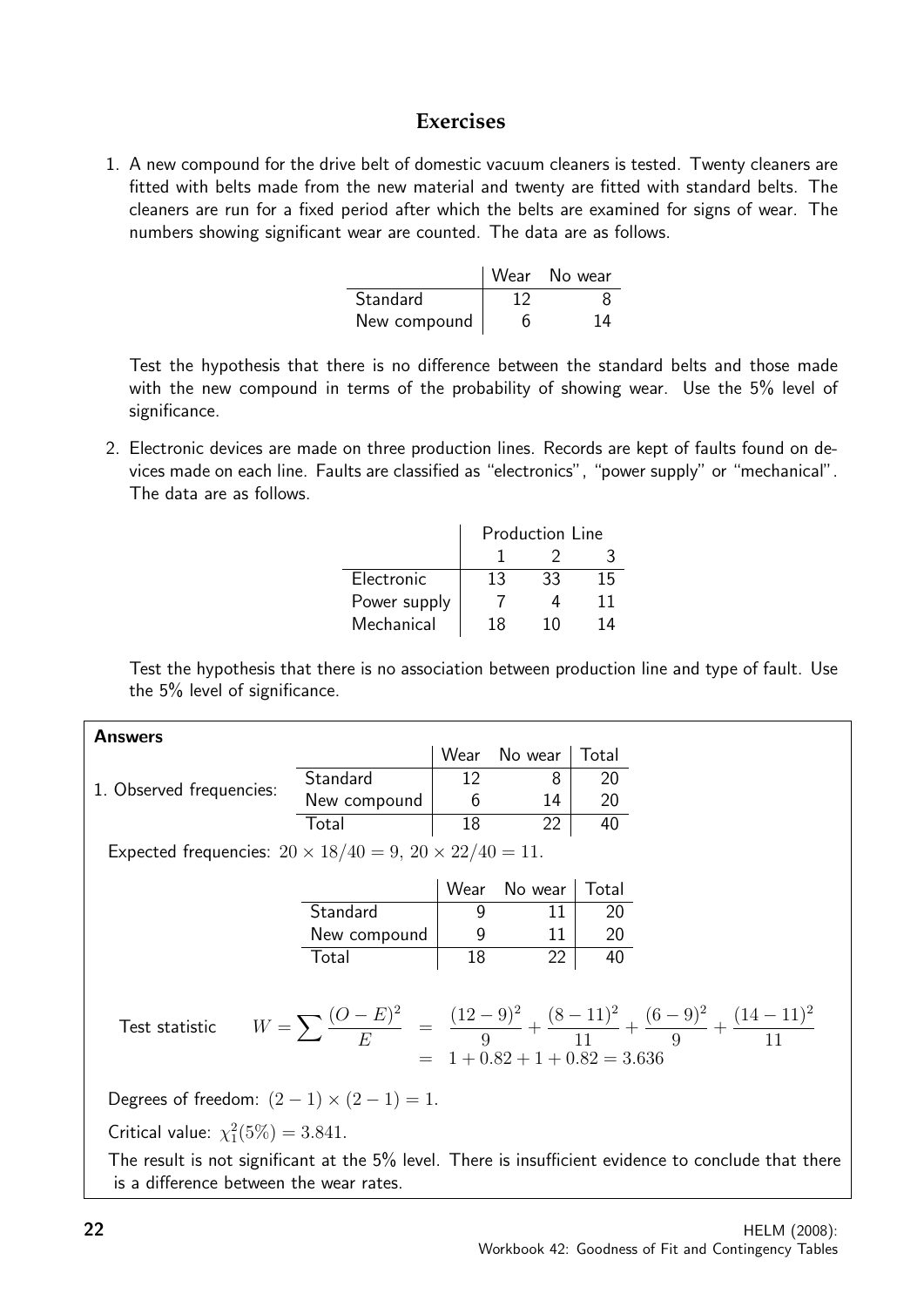# Exercises

1. A new compound for the drive belt of domestic vacuum cleaners is tested. Twenty cleaners are fitted with belts made from the new material and twenty are fitted with standard belts. The cleaners are run for a fixed period after which the belts are examined for signs of wear. The numbers showing significant wear are counted. The data are as follows.

| | Wear | No wear |
|---|---|---|
| Standard | 12 | 8 |
| New compound | 6 | 14 |

Test the hypothesis that there is no difference between the standard belts and those made with the new compound in terms of the probability of showing wear. Use the 5% level of significance.

2. Electronic devices are made on three production lines. Records are kept of faults found on devices made on each line. Faults are classified as "electronics", "power supply" or "mechanical". The data are as follows.

| | Production Line | | |
|---|---|---|---|
| | 1 | 2 | 3 |
| Electronic | 13 | 33 | 15 |
| Power supply | 7 | 4 | 11 |
| Mechanical | 18 | 10 | 14 |

Test the hypothesis that there is no association between production line and type of fault. Use the 5% level of significance.

**Answers**

1. Observed frequencies:

| | Wear | No wear | Total |
|---|---|---|---|
| Standard | 12 | 8 | 20 |
| New compound | 6 | 14 | 20 |
| Total | 18 | 22 | 40 |

Expected frequencies: $20 \times 18/40 = 9$, $20 \times 22/40 = 11$.

| | Wear | No wear | Total |
|---|---|---|---|
| Standard | 9 | 11 | 20 |
| New compound | 9 | 11 | 20 |
| Total | 18 | 22 | 40 |

Test statistic

$$W = \sum \frac{(O-E)^2}{E} = \frac{(12-9)^2}{9} + \frac{(8-11)^2}{11} + \frac{(6-9)^2}{9} + \frac{(14-11)^2}{11} = 1 + 0.82 + 1 + 0.82 = 3.636$$

Degrees of freedom: $(2-1) \times (2-1) = 1$.

Critical value: $\chi^2_1(5\%) = 3.841$.

The result is not significant at the 5% level. There is insufficient evidence to conclude that there is a difference between the wear rates.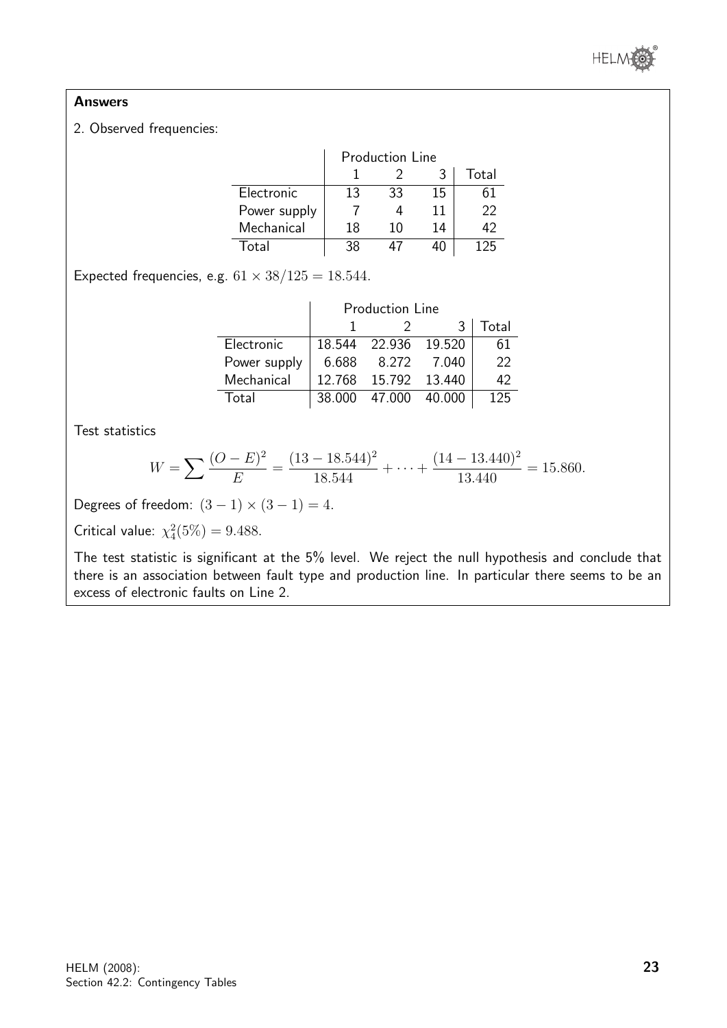## Answers

2. Observed frequencies:

| | Production Line | | | |
|---|---|---|---|---|
| | 1 | 2 | 3 | Total |
| Electronic | 13 | 33 | 15 | 61 |
| Power supply | 7 | 4 | 11 | 22 |
| Mechanical | 18 | 10 | 14 | 42 |
| Total | 38 | 47 | 40 | 125 |

Expected frequencies, e.g. $61 \times 38/125 = 18.544$.

| | Production Line | | | |
|---|---|---|---|---|
| | 1 | 2 | 3 | Total |
| Electronic | 18.544 | 22.936 | 19.520 | 61 |
| Power supply | 6.688 | 8.272 | 7.040 | 22 |
| Mechanical | 12.768 | 15.792 | 13.440 | 42 |
| Total | 38.000 | 47.000 | 40.000 | 125 |

Test statistics

$$W = \sum \frac{(O-E)^2}{E} = \frac{(13-18.544)^2}{18.544} + \cdots + \frac{(14-13.440)^2}{13.440} = 15.860.$$

Degrees of freedom: $(3-1) \times (3-1) = 4$.

Critical value: $\chi^2_4(5\%) = 9.488$.

The test statistic is significant at the 5% level. We reject the null hypothesis and conclude that there is an association between fault type and production line. In particular there seems to be an excess of electronic faults on Line 2.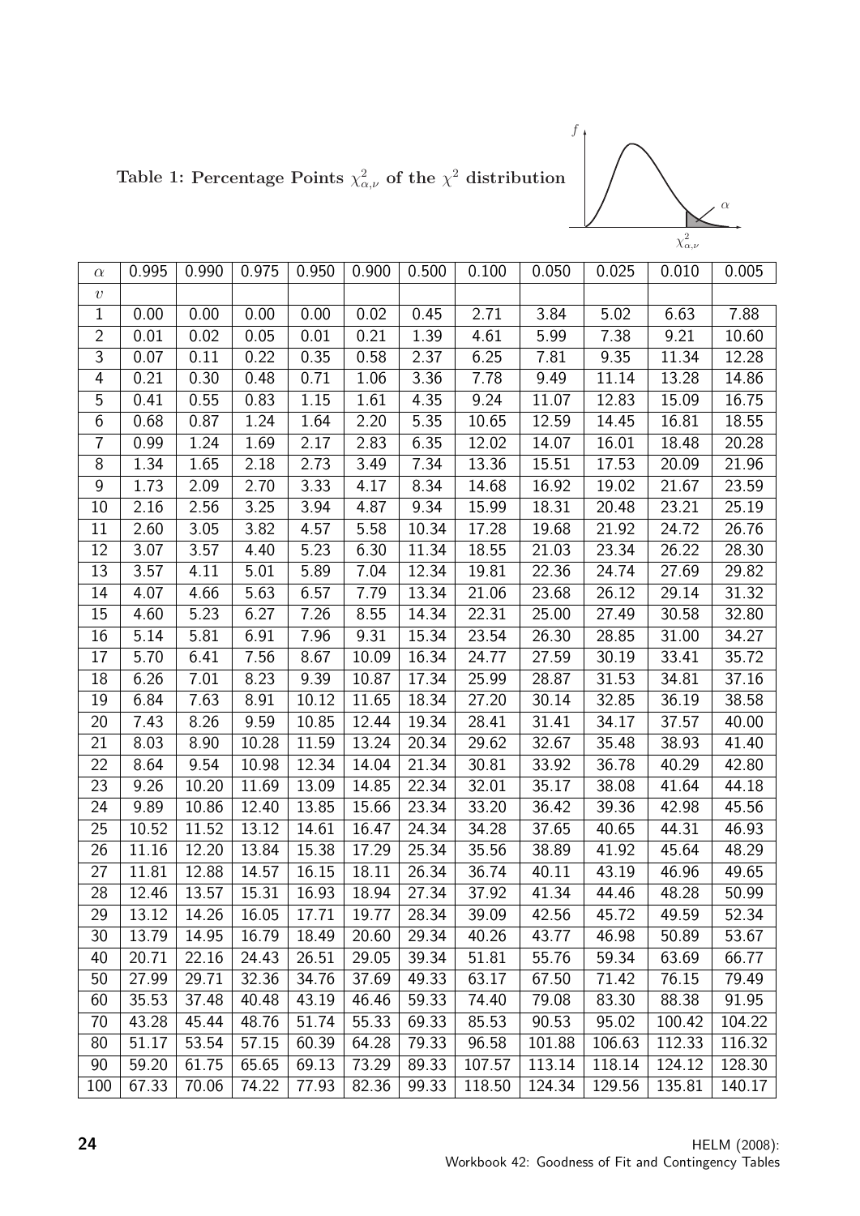**Table 1: Percentage Points $\chi^2_{\alpha,\nu}$ of the $\chi^2$ distribution**

f

$\alpha$

$\chi^2_{\alpha,\nu}$

| $\alpha$ | 0.995 | 0.990 | 0.975 | 0.950 | 0.900 | 0.500 | 0.100 | 0.050 | 0.025 | 0.010 | 0.005 |
|---|---|---|---|---|---|---|---|---|---|---|---|
| $v$ | | | | | | | | | | | |
| 1 | 0.00 | 0.00 | 0.00 | 0.00 | 0.02 | 0.45 | 2.71 | 3.84 | 5.02 | 6.63 | 7.88 |
| 2 | 0.01 | 0.02 | 0.05 | 0.01 | 0.21 | 1.39 | 4.61 | 5.99 | 7.38 | 9.21 | 10.60 |
| 3 | 0.07 | 0.11 | 0.22 | 0.35 | 0.58 | 2.37 | 6.25 | 7.81 | 9.35 | 11.34 | 12.28 |
| 4 | 0.21 | 0.30 | 0.48 | 0.71 | 1.06 | 3.36 | 7.78 | 9.49 | 11.14 | 13.28 | 14.86 |
| 5 | 0.41 | 0.55 | 0.83 | 1.15 | 1.61 | 4.35 | 9.24 | 11.07 | 12.83 | 15.09 | 16.75 |
| 6 | 0.68 | 0.87 | 1.24 | 1.64 | 2.20 | 5.35 | 10.65 | 12.59 | 14.45 | 16.81 | 18.55 |
| 7 | 0.99 | 1.24 | 1.69 | 2.17 | 2.83 | 6.35 | 12.02 | 14.07 | 16.01 | 18.48 | 20.28 |
| 8 | 1.34 | 1.65 | 2.18 | 2.73 | 3.49 | 7.34 | 13.36 | 15.51 | 17.53 | 20.09 | 21.96 |
| 9 | 1.73 | 2.09 | 2.70 | 3.33 | 4.17 | 8.34 | 14.68 | 16.92 | 19.02 | 21.67 | 23.59 |
| 10 | 2.16 | 2.56 | 3.25 | 3.94 | 4.87 | 9.34 | 15.99 | 18.31 | 20.48 | 23.21 | 25.19 |
| 11 | 2.60 | 3.05 | 3.82 | 4.57 | 5.58 | 10.34 | 17.28 | 19.68 | 21.92 | 24.72 | 26.76 |
| 12 | 3.07 | 3.57 | 4.40 | 5.23 | 6.30 | 11.34 | 18.55 | 21.03 | 23.34 | 26.22 | 28.30 |
| 13 | 3.57 | 4.11 | 5.01 | 5.89 | 7.04 | 12.34 | 19.81 | 22.36 | 24.74 | 27.69 | 29.82 |
| 14 | 4.07 | 4.66 | 5.63 | 6.57 | 7.79 | 13.34 | 21.06 | 23.68 | 26.12 | 29.14 | 31.32 |
| 15 | 4.60 | 5.23 | 6.27 | 7.26 | 8.55 | 14.34 | 22.31 | 25.00 | 27.49 | 30.58 | 32.80 |
| 16 | 5.14 | 5.81 | 6.91 | 7.96 | 9.31 | 15.34 | 23.54 | 26.30 | 28.85 | 31.00 | 34.27 |
| 17 | 5.70 | 6.41 | 7.56 | 8.67 | 10.09 | 16.34 | 24.77 | 27.59 | 30.19 | 33.41 | 35.72 |
| 18 | 6.26 | 7.01 | 8.23 | 9.39 | 10.87 | 17.34 | 25.99 | 28.87 | 31.53 | 34.81 | 37.16 |
| 19 | 6.84 | 7.63 | 8.91 | 10.12 | 11.65 | 18.34 | 27.20 | 30.14 | 32.85 | 36.19 | 38.58 |
| 20 | 7.43 | 8.26 | 9.59 | 10.85 | 12.44 | 19.34 | 28.41 | 31.41 | 34.17 | 37.57 | 40.00 |
| 21 | 8.03 | 8.90 | 10.28 | 11.59 | 13.24 | 20.34 | 29.62 | 32.67 | 35.48 | 38.93 | 41.40 |
| 22 | 8.64 | 9.54 | 10.98 | 12.34 | 14.04 | 21.34 | 30.81 | 33.92 | 36.78 | 40.29 | 42.80 |
| 23 | 9.26 | 10.20 | 11.69 | 13.09 | 14.85 | 22.34 | 32.01 | 35.17 | 38.08 | 41.64 | 44.18 |
| 24 | 9.89 | 10.86 | 12.40 | 13.85 | 15.66 | 23.34 | 33.20 | 36.42 | 39.36 | 42.98 | 45.56 |
| 25 | 10.52 | 11.52 | 13.12 | 14.61 | 16.47 | 24.34 | 34.28 | 37.65 | 40.65 | 44.31 | 46.93 |
| 26 | 11.16 | 12.20 | 13.84 | 15.38 | 17.29 | 25.34 | 35.56 | 38.89 | 41.92 | 45.64 | 48.29 |
| 27 | 11.81 | 12.88 | 14.57 | 16.15 | 18.11 | 26.34 | 36.74 | 40.11 | 43.19 | 46.96 | 49.65 |
| 28 | 12.46 | 13.57 | 15.31 | 16.93 | 18.94 | 27.34 | 37.92 | 41.34 | 44.46 | 48.28 | 50.99 |
| 29 | 13.12 | 14.26 | 16.05 | 17.71 | 19.77 | 28.34 | 39.09 | 42.56 | 45.72 | 49.59 | 52.34 |
| 30 | 13.79 | 14.95 | 16.79 | 18.49 | 20.60 | 29.34 | 40.26 | 43.77 | 46.98 | 50.89 | 53.67 |
| 40 | 20.71 | 22.16 | 24.43 | 26.51 | 29.05 | 39.34 | 51.81 | 55.76 | 59.34 | 63.69 | 66.77 |
| 50 | 27.99 | 29.71 | 32.36 | 34.76 | 37.69 | 49.33 | 63.17 | 67.50 | 71.42 | 76.15 | 79.49 |
| 60 | 35.53 | 37.48 | 40.48 | 43.19 | 46.46 | 59.33 | 74.40 | 79.08 | 83.30 | 88.38 | 91.95 |
| 70 | 43.28 | 45.44 | 48.76 | 51.74 | 55.33 | 69.33 | 85.53 | 90.53 | 95.02 | 100.42 | 104.22 |
| 80 | 51.17 | 53.54 | 57.15 | 60.39 | 64.28 | 79.33 | 96.58 | 101.88 | 106.63 | 112.33 | 116.32 |
| 90 | 59.20 | 61.75 | 65.65 | 69.13 | 73.29 | 89.33 | 107.57 | 113.14 | 118.14 | 124.12 | 128.30 |
| 100 | 67.33 | 70.06 | 74.22 | 77.93 | 82.36 | 99.33 | 118.50 | 124.34 | 129.56 | 135.81 | 140.17 |